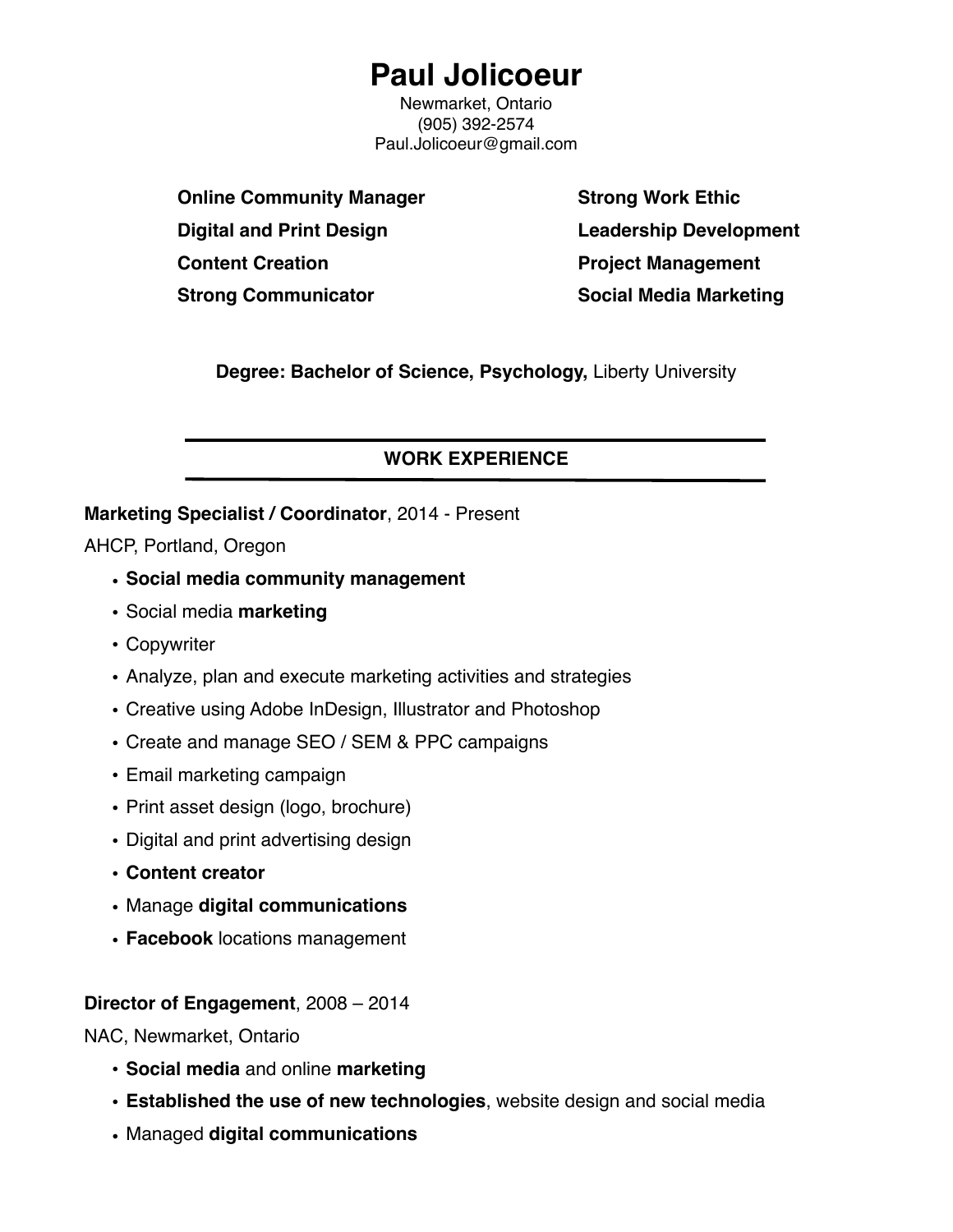# Paul Jolicoeur

Newmarket, Ontario
(905) 392-2574
Paul.Jolicoeur@gmail.com

**Online Community Manager**
**Digital and Print Design**
**Content Creation**
**Strong Communicator**
**Strong Work Ethic**
**Leadership Development**
**Project Management**
**Social Media Marketing**

**Degree: Bachelor of Science, Psychology,** Liberty University

## WORK EXPERIENCE

**Marketing Specialist / Coordinator**, 2014 - Present

AHCP, Portland, Oregon

- **Social media community management**
- Social media **marketing**
- Copywriter
- Analyze, plan and execute marketing activities and strategies
- Creative using Adobe InDesign, Illustrator and Photoshop
- Create and manage SEO / SEM & PPC campaigns
- Email marketing campaign
- Print asset design (logo, brochure)
- Digital and print advertising design
- **Content creator**
- Manage **digital communications**
- **Facebook** locations management

**Director of Engagement**, 2008 – 2014

NAC, Newmarket, Ontario

- **Social media** and online **marketing**
- **Established the use of new technologies**, website design and social media
- Managed **digital communications**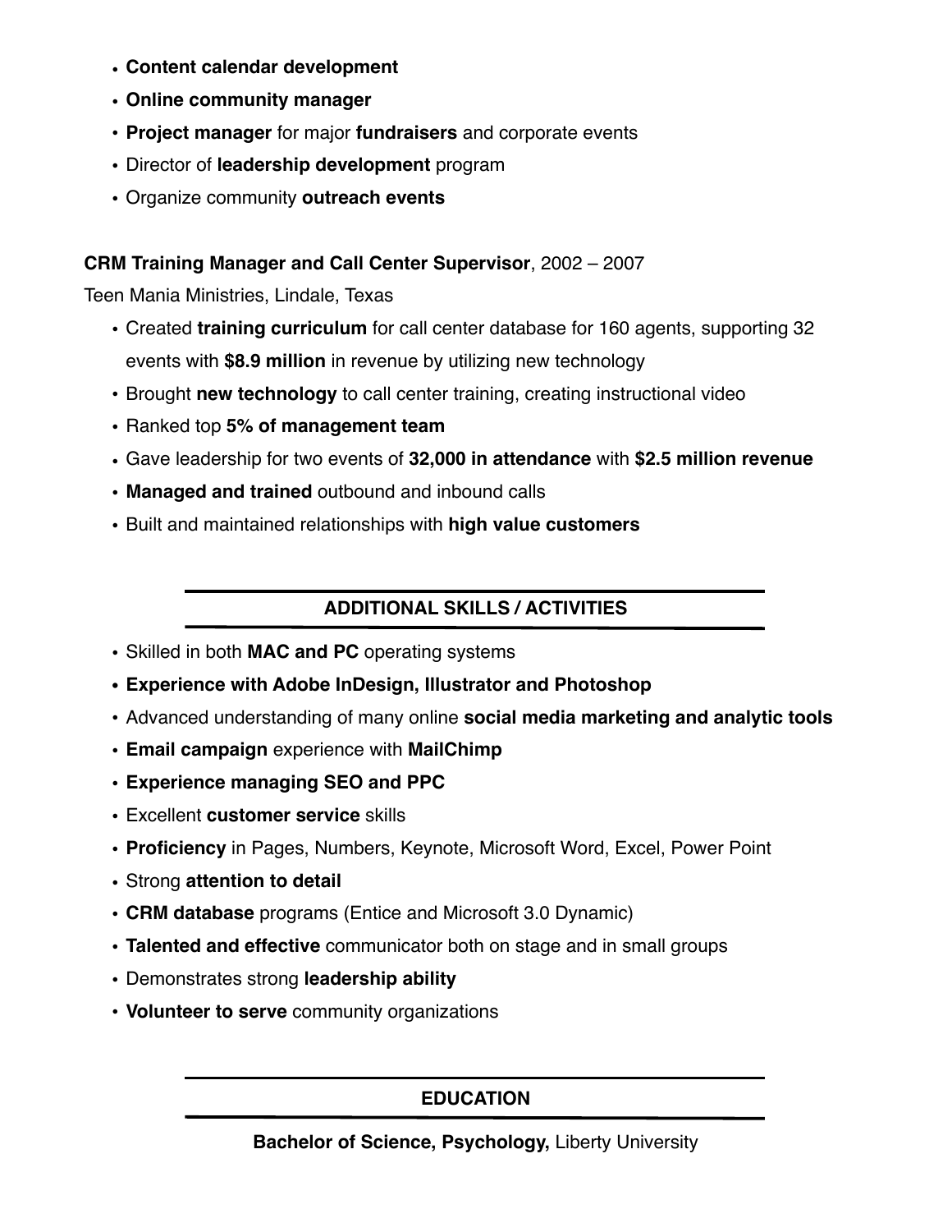- **Content calendar development**
- **Online community manager**
- **Project manager** for major **fundraisers** and corporate events
- Director of **leadership development** program
- Organize community **outreach events**

**CRM Training Manager and Call Center Supervisor**, 2002 – 2007

Teen Mania Ministries, Lindale, Texas

- Created **training curriculum** for call center database for 160 agents, supporting 32 events with **$8.9 million** in revenue by utilizing new technology
- Brought **new technology** to call center training, creating instructional video
- Ranked top **5% of management team**
- Gave leadership for two events of **32,000 in attendance** with **$2.5 million revenue**
- **Managed and trained** outbound and inbound calls
- Built and maintained relationships with **high value customers**

## ADDITIONAL SKILLS / ACTIVITIES

- Skilled in both **MAC and PC** operating systems
- **Experience with Adobe InDesign, Illustrator and Photoshop**
- Advanced understanding of many online **social media marketing and analytic tools**
- **Email campaign** experience with **MailChimp**
- **Experience managing SEO and PPC**
- Excellent **customer service** skills
- **Proficiency** in Pages, Numbers, Keynote, Microsoft Word, Excel, Power Point
- Strong **attention to detail**
- **CRM database** programs (Entice and Microsoft 3.0 Dynamic)
- **Talented and effective** communicator both on stage and in small groups
- Demonstrates strong **leadership ability**
- **Volunteer to serve** community organizations

## EDUCATION

**Bachelor of Science, Psychology,** Liberty University